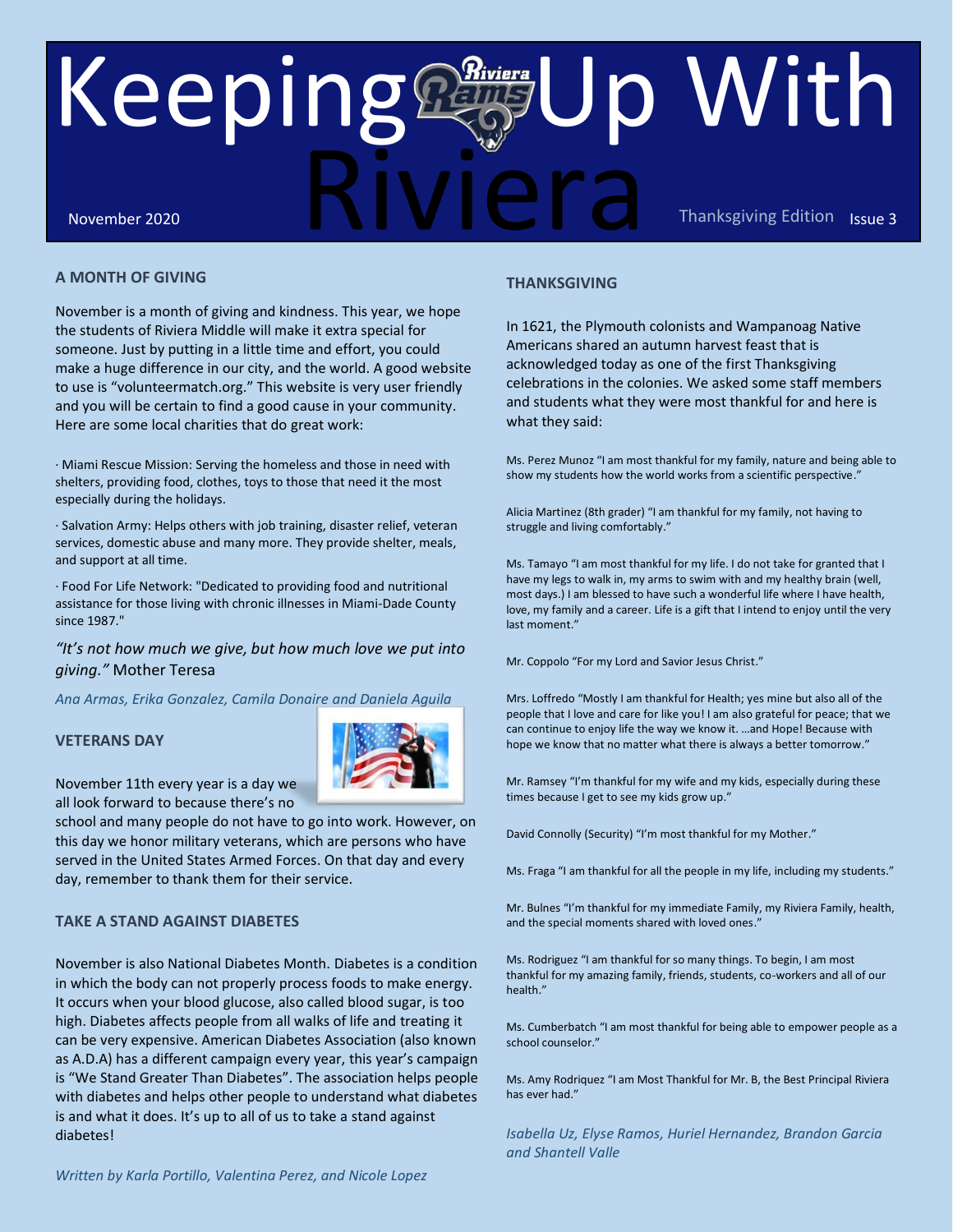# Keeping Up With Riviera

November 2020 — Thanksgiving Edition — Issue 3

## A MONTH OF GIVING

November is a month of giving and kindness. This year, we hope the students of Riviera Middle will make it extra special for someone. Just by putting in a little time and effort, you could make a huge difference in our city, and the world. A good website to use is "volunteermatch.org." This website is very user friendly and you will be certain to find a good cause in your community. Here are some local charities that do great work:

· Miami Rescue Mission: Serving the homeless and those in need with shelters, providing food, clothes, toys to those that need it the most especially during the holidays.

· Salvation Army: Helps others with job training, disaster relief, veteran services, domestic abuse and many more. They provide shelter, meals, and support at all time.

· Food For Life Network: "Dedicated to providing food and nutritional assistance for those living with chronic illnesses in Miami-Dade County since 1987."

*"It's not how much we give, but how much love we put into giving."* Mother Teresa

*Ana Armas, Erika Gonzalez, Camila Donaire and Daniela Aguila*

## VETERANS DAY

November 11th every year is a day we all look forward to because there's no school and many people do not have to go into work. However, on this day we honor military veterans, which are persons who have served in the United States Armed Forces. On that day and every day, remember to thank them for their service.

## TAKE A STAND AGAINST DIABETES

November is also National Diabetes Month. Diabetes is a condition in which the body can not properly process foods to make energy. It occurs when your blood glucose, also called blood sugar, is too high. Diabetes affects people from all walks of life and treating it can be very expensive. American Diabetes Association (also known as A.D.A) has a different campaign every year, this year's campaign is "We Stand Greater Than Diabetes". The association helps people with diabetes and helps other people to understand what diabetes is and what it does. It's up to all of us to take a stand against diabetes!

*Written by Karla Portillo, Valentina Perez, and Nicole Lopez*

## THANKSGIVING

In 1621, the Plymouth colonists and Wampanoag Native Americans shared an autumn harvest feast that is acknowledged today as one of the first Thanksgiving celebrations in the colonies. We asked some staff members and students what they were most thankful for and here is what they said:

Ms. Perez Munoz "I am most thankful for my family, nature and being able to show my students how the world works from a scientific perspective."

Alicia Martinez (8th grader) "I am thankful for my family, not having to struggle and living comfortably."

Ms. Tamayo "I am most thankful for my life. I do not take for granted that I have my legs to walk in, my arms to swim with and my healthy brain (well, most days.) I am blessed to have such a wonderful life where I have health, love, my family and a career. Life is a gift that I intend to enjoy until the very last moment."

Mr. Coppolo "For my Lord and Savior Jesus Christ."

Mrs. Loffredo "Mostly I am thankful for Health; yes mine but also all of the people that I love and care for like you! I am also grateful for peace; that we can continue to enjoy life the way we know it. …and Hope! Because with hope we know that no matter what there is always a better tomorrow."

Mr. Ramsey "I'm thankful for my wife and my kids, especially during these times because I get to see my kids grow up."

David Connolly (Security) "I'm most thankful for my Mother."

Ms. Fraga "I am thankful for all the people in my life, including my students."

Mr. Bulnes "I'm thankful for my immediate Family, my Riviera Family, health, and the special moments shared with loved ones."

Ms. Rodriguez "I am thankful for so many things. To begin, I am most thankful for my amazing family, friends, students, co-workers and all of our health."

Ms. Cumberbatch "I am most thankful for being able to empower people as a school counselor."

Ms. Amy Rodriquez "I am Most Thankful for Mr. B, the Best Principal Riviera has ever had."

*Isabella Uz, Elyse Ramos, Huriel Hernandez, Brandon Garcia and Shantell Valle*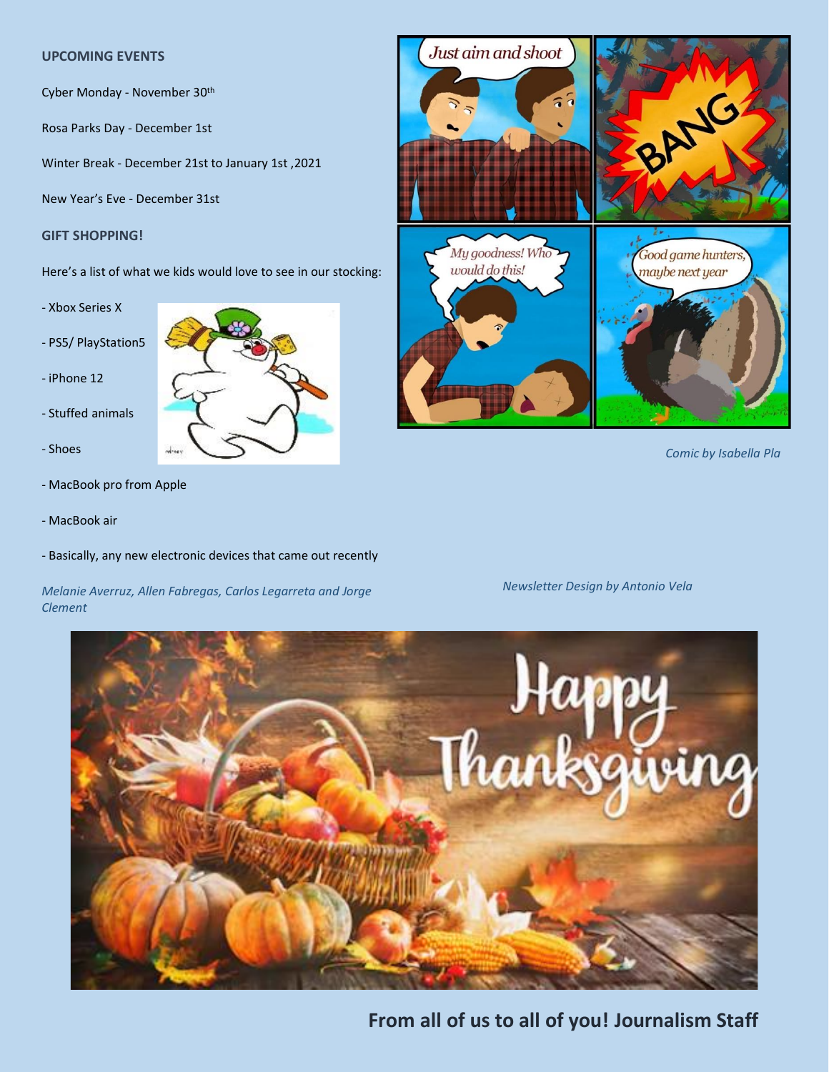## UPCOMING EVENTS

Cyber Monday - November 30th

Rosa Parks Day - December 1st

Winter Break - December 21st to January 1st ,2021

New Year's Eve - December 31st

## GIFT SHOPPING!

Here's a list of what we kids would love to see in our stocking:

- Xbox Series X
- PS5/ PlayStation5
- iPhone 12
- Stuffed animals
- Shoes
- MacBook pro from Apple
- MacBook air
- Basically, any new electronic devices that came out recently

*Melanie Averruz, Allen Fabregas, Carlos Legarreta and Jorge Clement*

*Comic by Isabella Pla*

*Newsletter Design by Antonio Vela*

**From all of us to all of you! Journalism Staff**